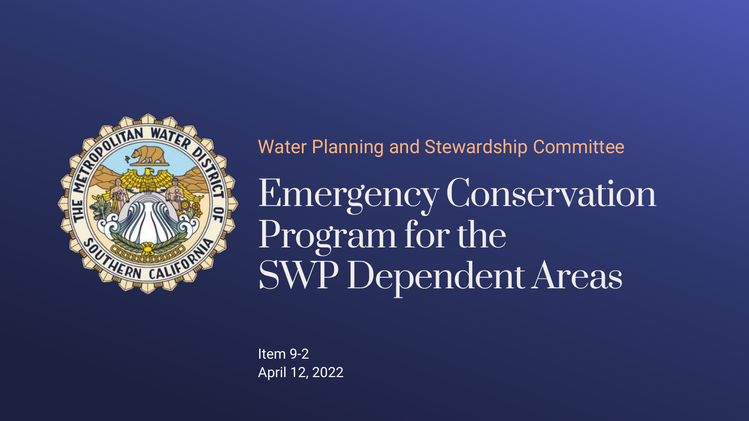Water Planning and Stewardship Committee

# Emergency Conservation Program for the SWP Dependent Areas

Item 9-2
April 12, 2022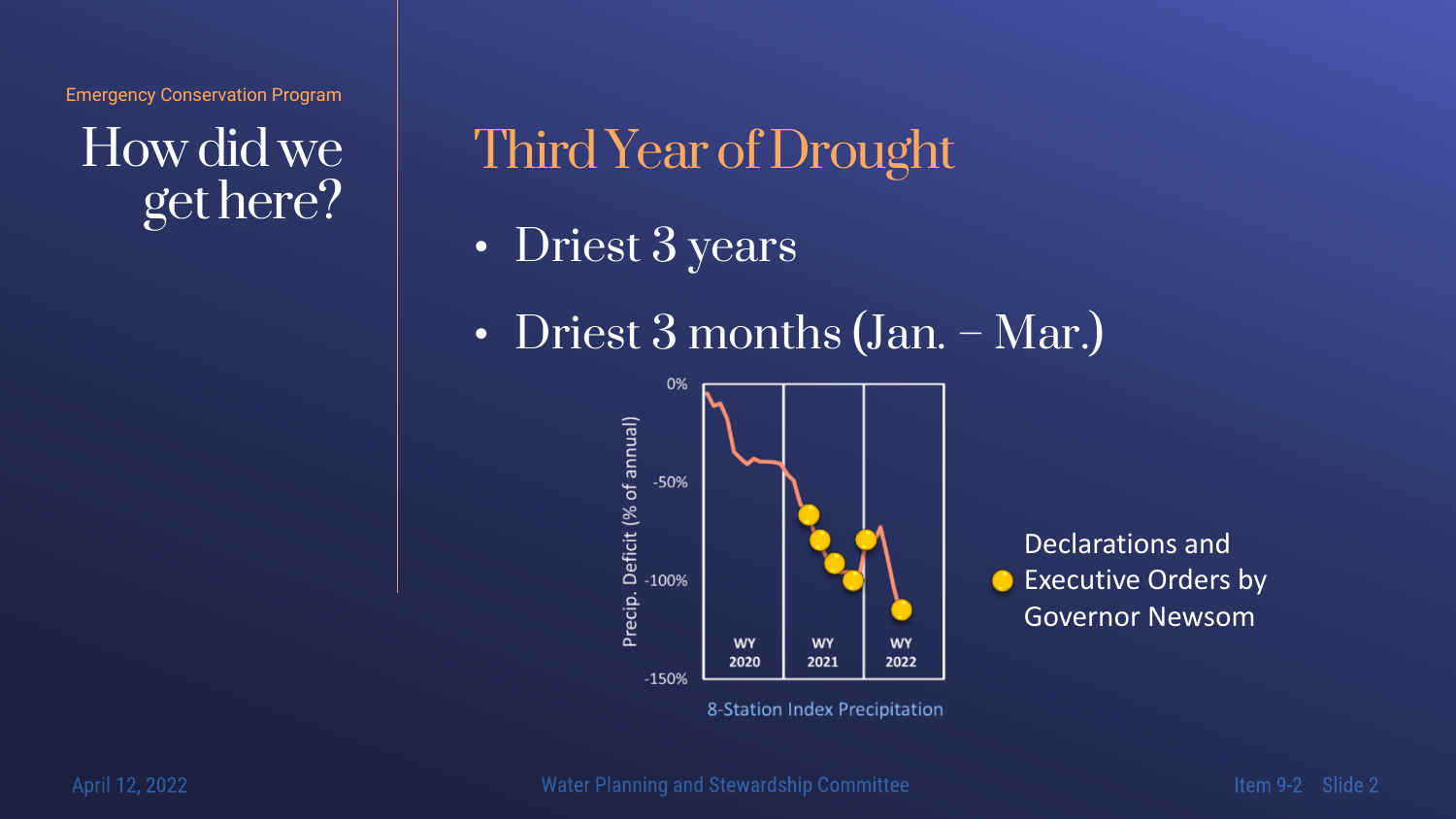Emergency Conservation Program

# How did we get here?

## Third Year of Drought

- Driest 3 years
- Driest 3 months (Jan. – Mar.)

Precip. Deficit (% of annual)

0%

-50%

-100%

-150%

WY 2020

WY 2021

WY 2022

8-Station Index Precipitation

Declarations and Executive Orders by Governor Newsom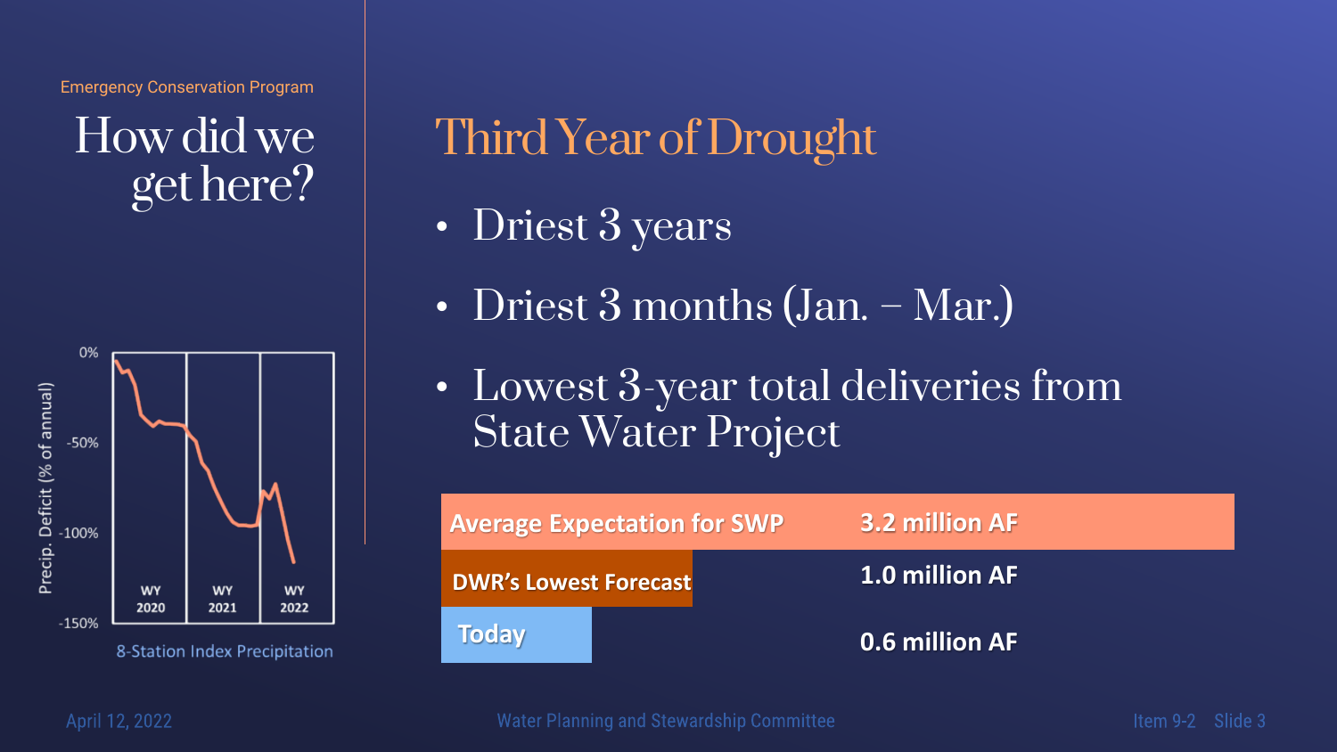Emergency Conservation Program

# How did we get here?

8-Station Index Precipitation

## Third Year of Drought

- Driest 3 years
- Driest 3 months (Jan. – Mar.)
- Lowest 3-year total deliveries from State Water Project

| | |
|---|---|
| Average Expectation for SWP | 3.2 million AF |
| DWR's Lowest Forecast | 1.0 million AF |
| Today | 0.6 million AF |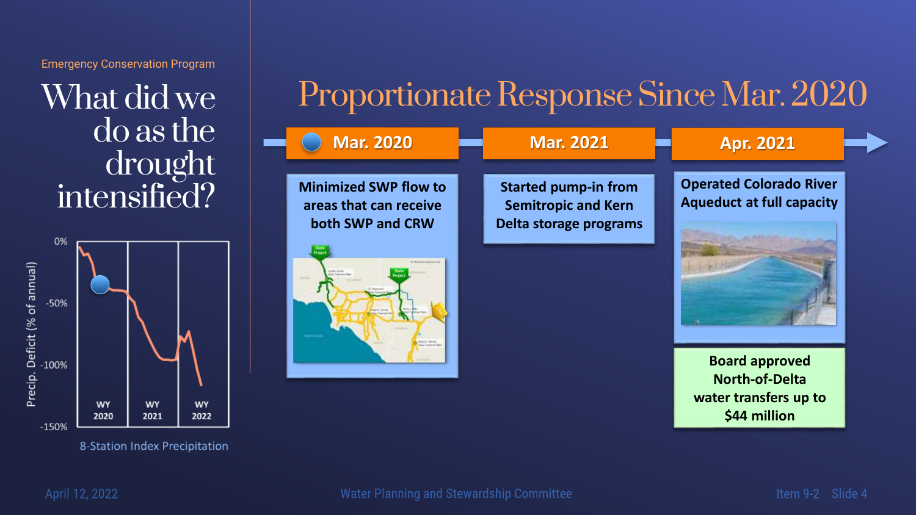Emergency Conservation Program

# What did we do as the drought intensified?

8-Station Index Precipitation

Precip. Deficit (% of annual)

0%, -50%, -100%, -150%

WY 2020 | WY 2021 | WY 2022

# Proportionate Response Since Mar. 2020

**Mar. 2020**

**Minimized SWP flow to areas that can receive both SWP and CRW**

**Mar. 2021**

**Started pump-in from Semitropic and Kern Delta storage programs**

**Apr. 2021**

**Operated Colorado River Aqueduct at full capacity**

**Board approved North-of-Delta water transfers up to $44 million**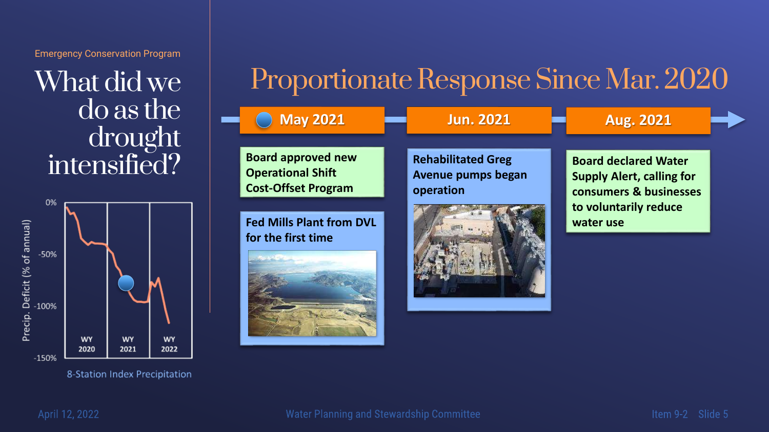Emergency Conservation Program

# What did we do as the drought intensified?

0%

-50%

-100%

-150%

Precip. Deficit (% of annual)

WY 2020

WY 2021

WY 2022

8-Station Index Precipitation

## Proportionate Response Since Mar. 2020

**May 2021**

**Board approved new Operational Shift Cost-Offset Program**

**Fed Mills Plant from DVL for the first time**

**Jun. 2021**

**Rehabilitated Greg Avenue pumps began operation**

**Aug. 2021**

**Board declared Water Supply Alert, calling for consumers & businesses to voluntarily reduce water use**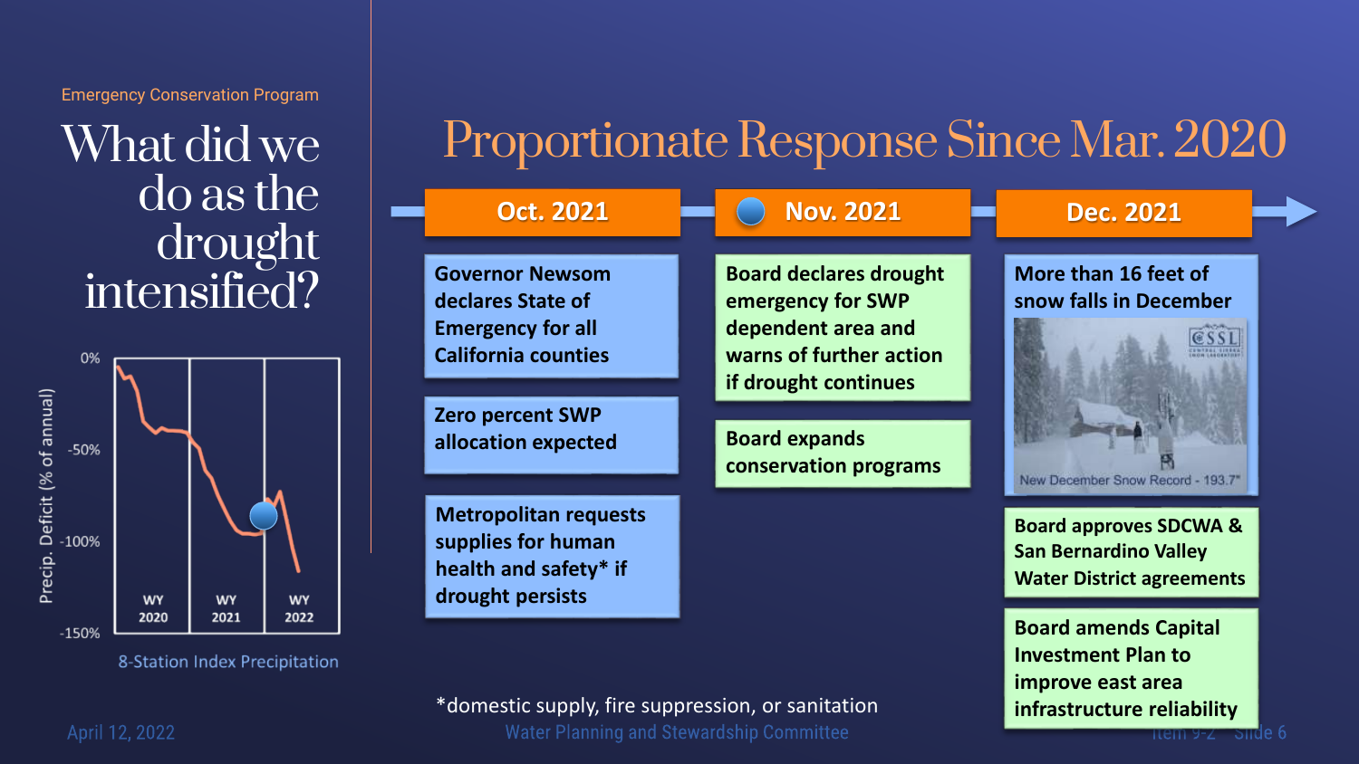Emergency Conservation Program

# What did we do as the drought intensified?

8-Station Index Precipitation

## Proportionate Response Since Mar. 2020

### Oct. 2021

- Governor Newsom declares State of Emergency for all California counties
- Zero percent SWP allocation expected
- Metropolitan requests supplies for human health and safety* if drought persists

### Nov. 2021

- Board declares drought emergency for SWP dependent area and warns of further action if drought continues
- Board expands conservation programs

### Dec. 2021

- More than 16 feet of snow falls in December
- Board approves SDCWA & San Bernardino Valley Water District agreements
- Board amends Capital Investment Plan to improve east area infrastructure reliability

*domestic supply, fire suppression, or sanitation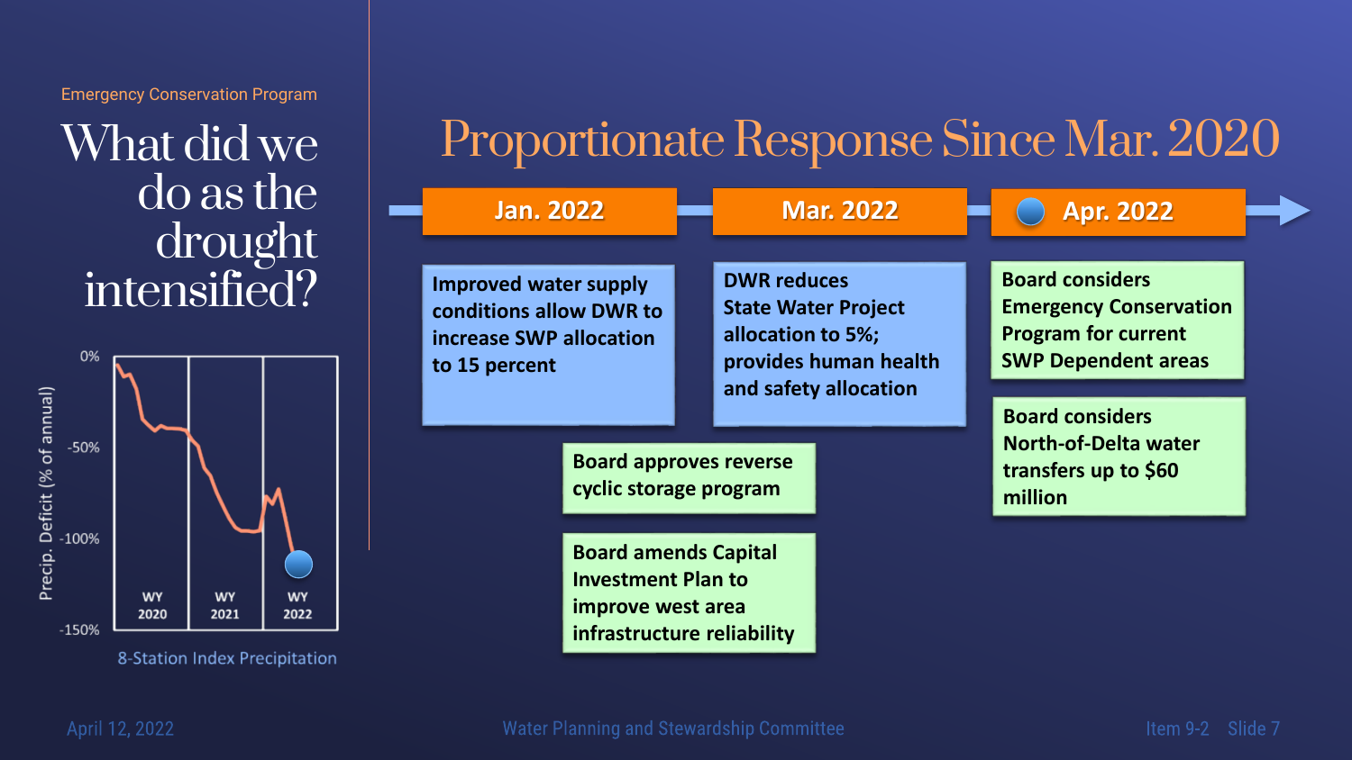Emergency Conservation Program

# What did we do as the drought intensified?

0%
-50%
-100%
-150%

Precip. Deficit (% of annual)

WY 2020 | WY 2021 | WY 2022

8-Station Index Precipitation

## Proportionate Response Since Mar. 2020

### Jan. 2022

**Improved water supply conditions allow DWR to increase SWP allocation to 15 percent**

**Board approves reverse cyclic storage program**

**Board amends Capital Investment Plan to improve west area infrastructure reliability**

### Mar. 2022

**DWR reduces State Water Project allocation to 5%; provides human health and safety allocation**

### Apr. 2022

**Board considers Emergency Conservation Program for current SWP Dependent areas**

**Board considers North-of-Delta water transfers up to $60 million**

April 12, 2022 — Water Planning and Stewardship Committee — Item 9-2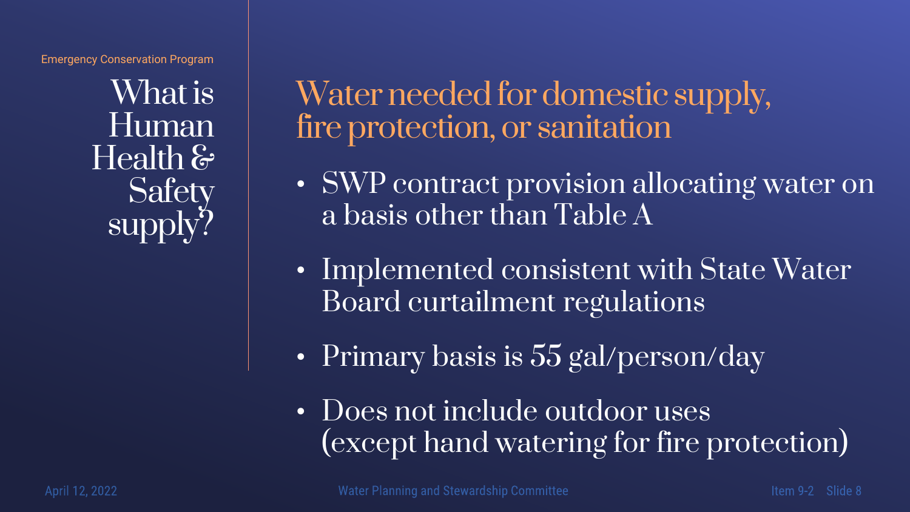Emergency Conservation Program

# What is Human Health & Safety supply?

## Water needed for domestic supply, fire protection, or sanitation

- SWP contract provision allocating water on a basis other than Table A
- Implemented consistent with State Water Board curtailment regulations
- Primary basis is 55 gal/person/day
- Does not include outdoor uses (except hand watering for fire protection)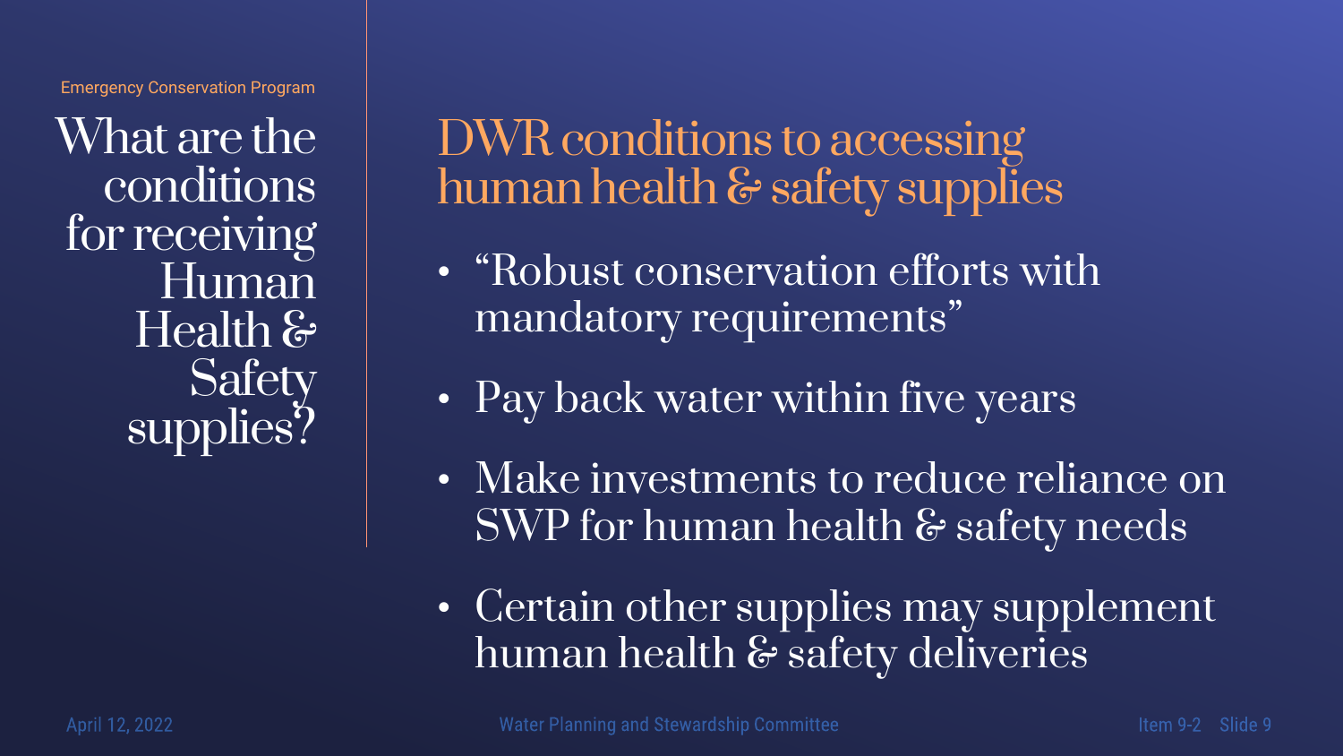Emergency Conservation Program

# What are the conditions for receiving Human Health & Safety supplies?

## DWR conditions to accessing human health & safety supplies

- "Robust conservation efforts with mandatory requirements"
- Pay back water within five years
- Make investments to reduce reliance on SWP for human health & safety needs
- Certain other supplies may supplement human health & safety deliveries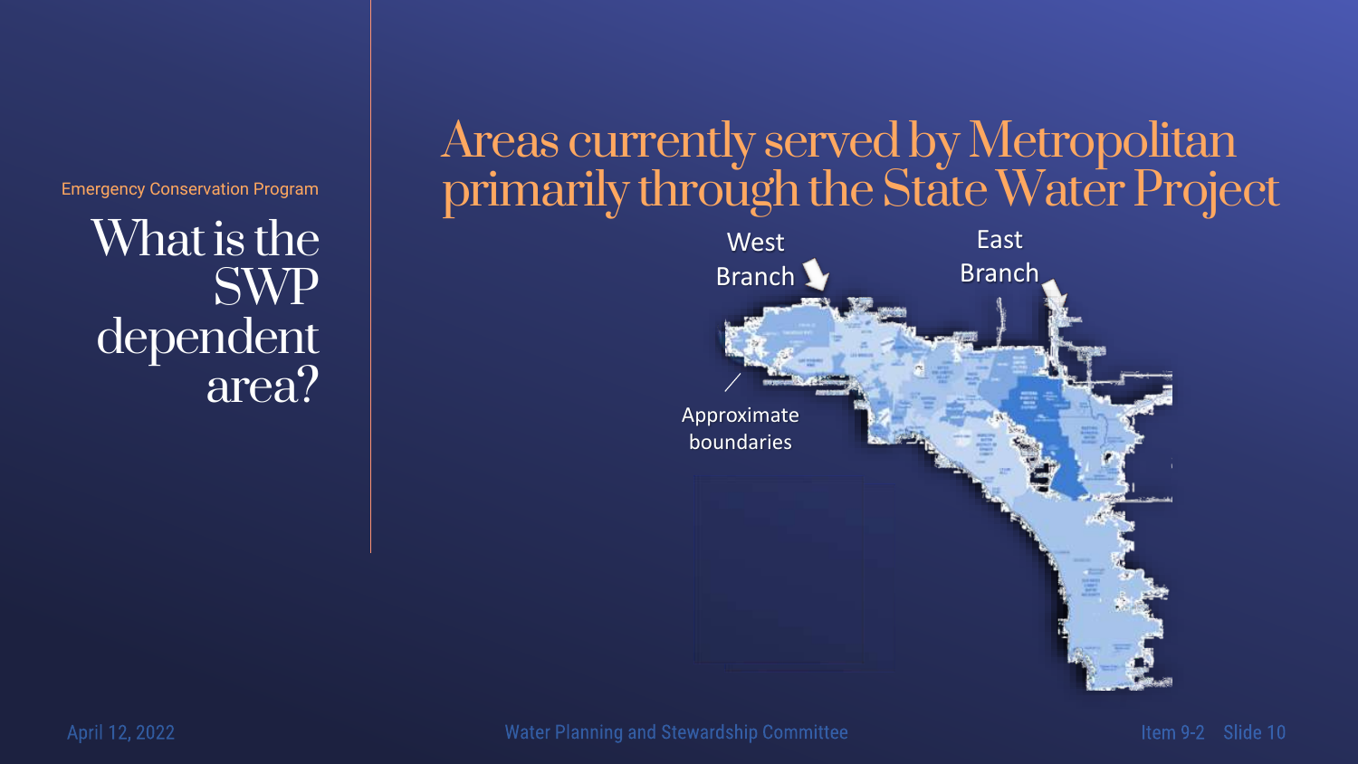Emergency Conservation Program

# What is the SWP dependent area?

## Areas currently served by Metropolitan primarily through the State Water Project

West Branch

East Branch

Approximate boundaries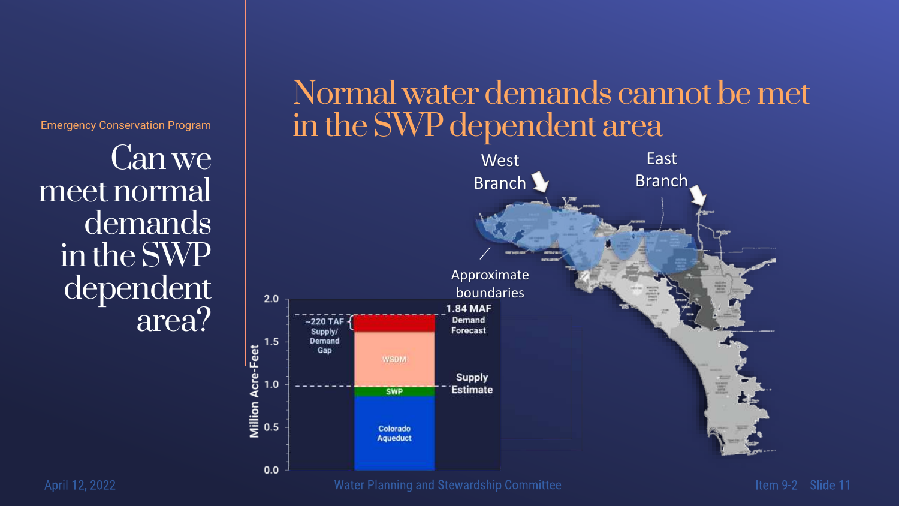Emergency Conservation Program

# Can we meet normal demands in the SWP dependent area?

## Normal water demands cannot be met in the SWP dependent area

West Branch

East Branch

Approximate boundaries

Million Acre-Feet

2.0
1.5
1.0
0.5
0.0

~220 TAF Supply/ Demand Gap

1.84 MAF Demand Forecast

WSDM

Supply Estimate

SWP

Colorado Aqueduct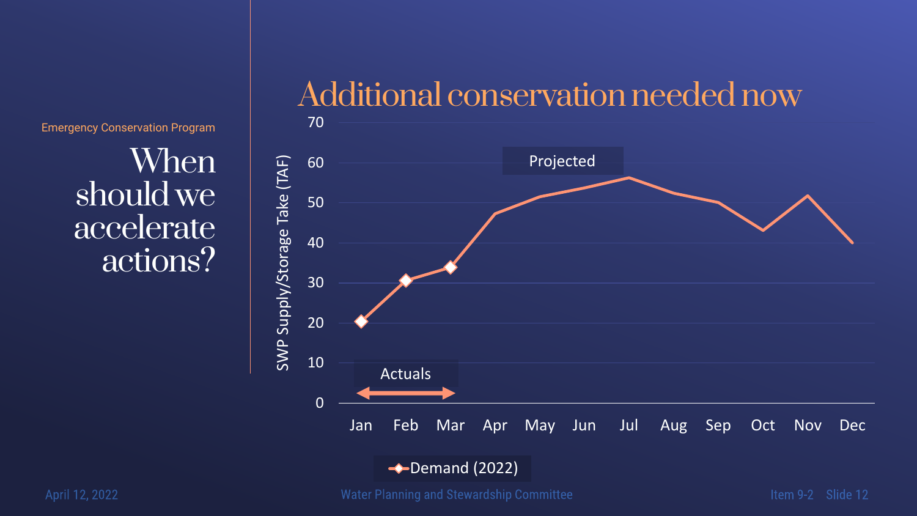Emergency Conservation Program

# When should we accelerate actions?

## Additional conservation needed now

SWP Supply/Storage Take (TAF)

70
60
50
40
30
20
10
0

Jan Feb Mar Apr May Jun Jul Aug Sep Oct Nov Dec

Projected

Actuals

Demand (2022)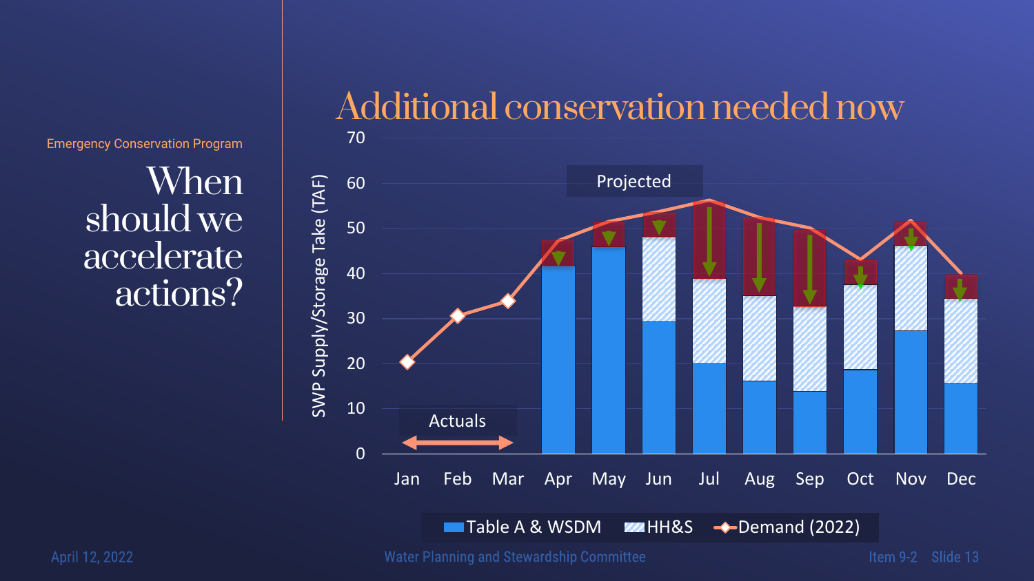Emergency Conservation Program

# When should we accelerate actions?

## Additional conservation needed now

SWP Supply/Storage Take (TAF)

Projected

Actuals

Jan Feb Mar Apr May Jun Jul Aug Sep Oct Nov Dec

Table A & WSDM | HH&S | Demand (2022)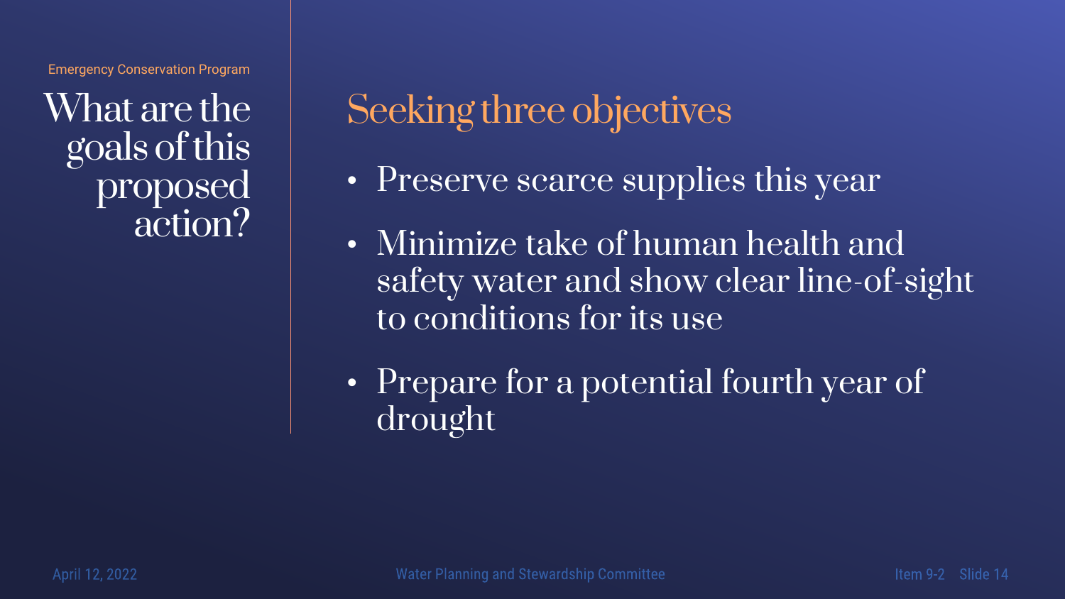Emergency Conservation Program

# What are the goals of this proposed action?

## Seeking three objectives

- Preserve scarce supplies this year
- Minimize take of human health and safety water and show clear line-of-sight to conditions for its use
- Prepare for a potential fourth year of drought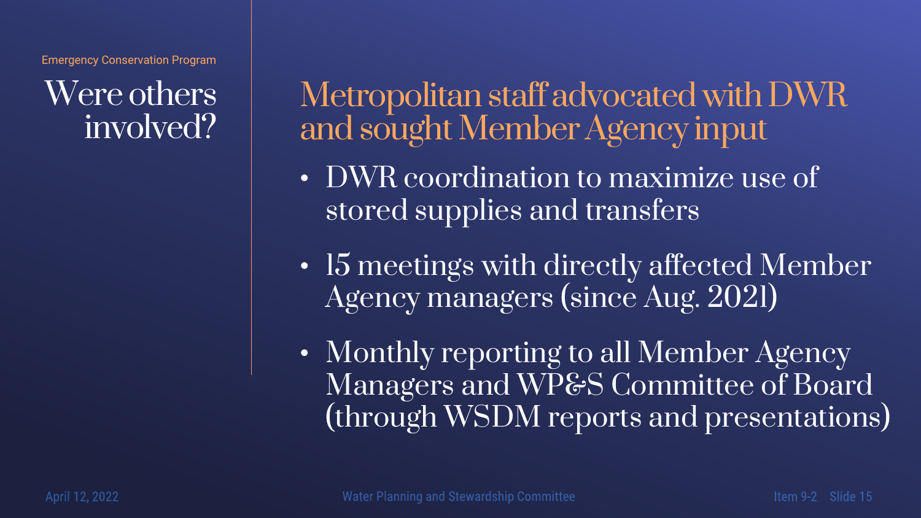Emergency Conservation Program

# Were others involved?

## Metropolitan staff advocated with DWR and sought Member Agency input

- DWR coordination to maximize use of stored supplies and transfers
- 15 meetings with directly affected Member Agency managers (since Aug. 2021)
- Monthly reporting to all Member Agency Managers and WP&S Committee of Board (through WSDM reports and presentations)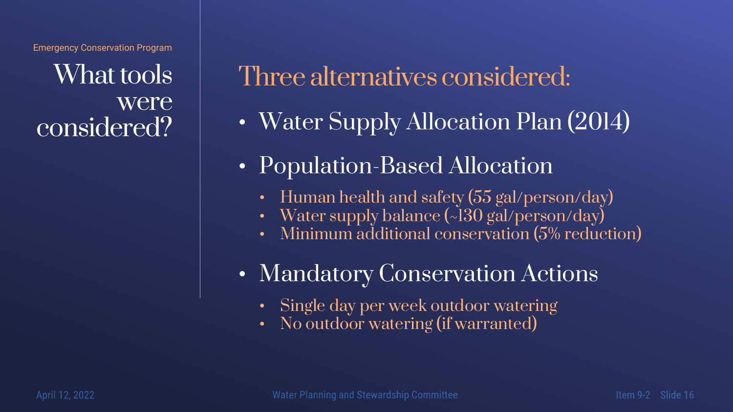Emergency Conservation Program

# What tools were considered?

## Three alternatives considered:

- Water Supply Allocation Plan (2014)
- Population-Based Allocation
  - Human health and safety (55 gal/person/day)
  - Water supply balance (~130 gal/person/day)
  - Minimum additional conservation (5% reduction)
- Mandatory Conservation Actions
  - Single day per week outdoor watering
  - No outdoor watering (if warranted)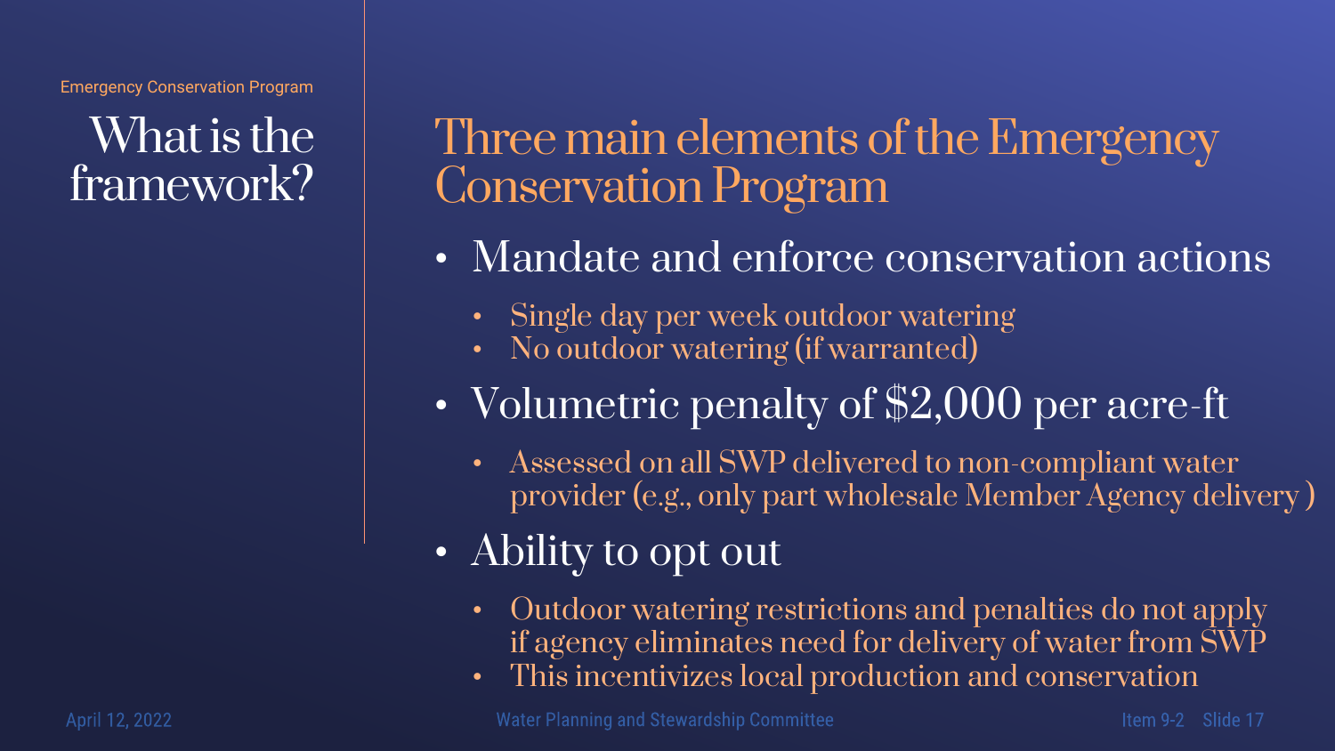Emergency Conservation Program

# What is the framework?

## Three main elements of the Emergency Conservation Program

- Mandate and enforce conservation actions
  - Single day per week outdoor watering
  - No outdoor watering (if warranted)
- Volumetric penalty of $2,000 per acre-ft
  - Assessed on all SWP delivered to non-compliant water provider (e.g., only part wholesale Member Agency delivery )
- Ability to opt out
  - Outdoor watering restrictions and penalties do not apply if agency eliminates need for delivery of water from SWP
  - This incentivizes local production and conservation

April 12, 2022 — Water Planning and Stewardship Committee — Item 9-2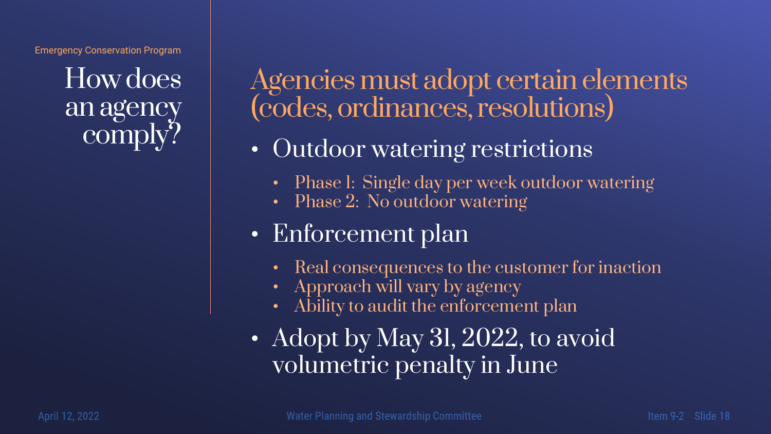Emergency Conservation Program

# How does an agency comply?

## Agencies must adopt certain elements (codes, ordinances, resolutions)

- Outdoor watering restrictions
  - Phase 1: Single day per week outdoor watering
  - Phase 2: No outdoor watering
- Enforcement plan
  - Real consequences to the customer for inaction
  - Approach will vary by agency
  - Ability to audit the enforcement plan
- Adopt by May 31, 2022, to avoid volumetric penalty in June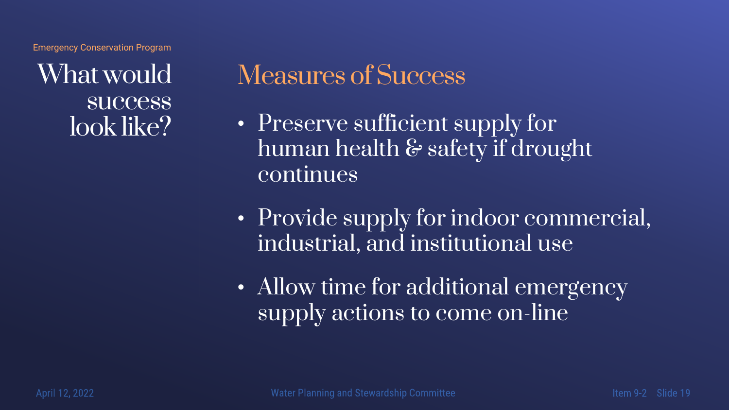Emergency Conservation Program

# What would success look like?

## Measures of Success

- Preserve sufficient supply for human health & safety if drought continues
- Provide supply for indoor commercial, industrial, and institutional use
- Allow time for additional emergency supply actions to come on-line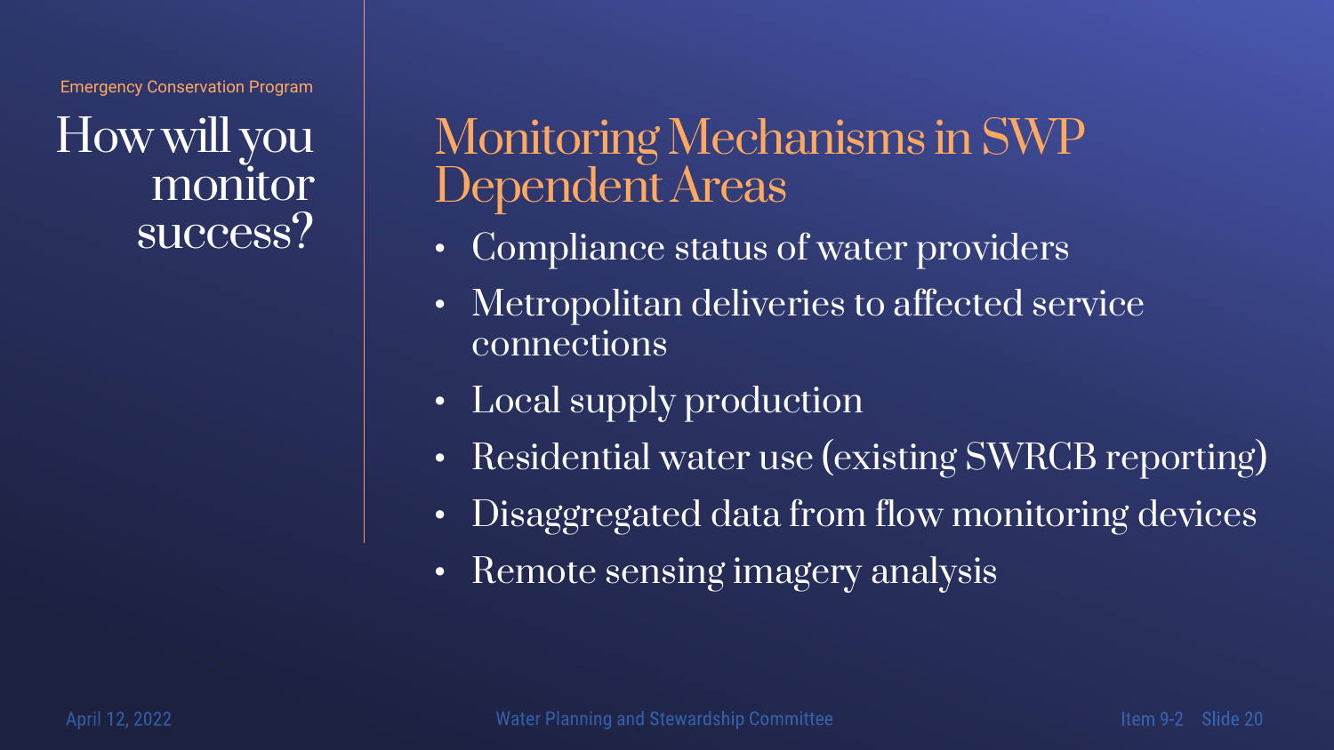Emergency Conservation Program

# How will you monitor success?

## Monitoring Mechanisms in SWP Dependent Areas

- Compliance status of water providers
- Metropolitan deliveries to affected service connections
- Local supply production
- Residential water use (existing SWRCB reporting)
- Disaggregated data from flow monitoring devices
- Remote sensing imagery analysis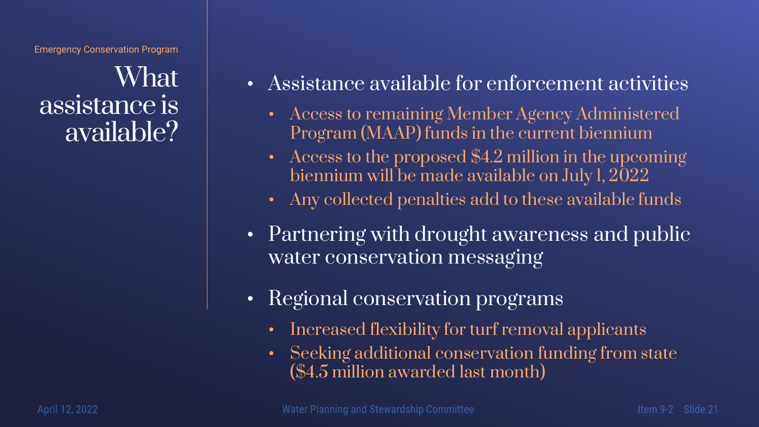Emergency Conservation Program

# What assistance is available?

- Assistance available for enforcement activities
  - Access to remaining Member Agency Administered Program (MAAP) funds in the current biennium
  - Access to the proposed $4.2 million in the upcoming biennium will be made available on July 1, 2022
  - Any collected penalties add to these available funds
- Partnering with drought awareness and public water conservation messaging
- Regional conservation programs
  - Increased flexibility for turf removal applicants
  - Seeking additional conservation funding from state ($4.5 million awarded last month)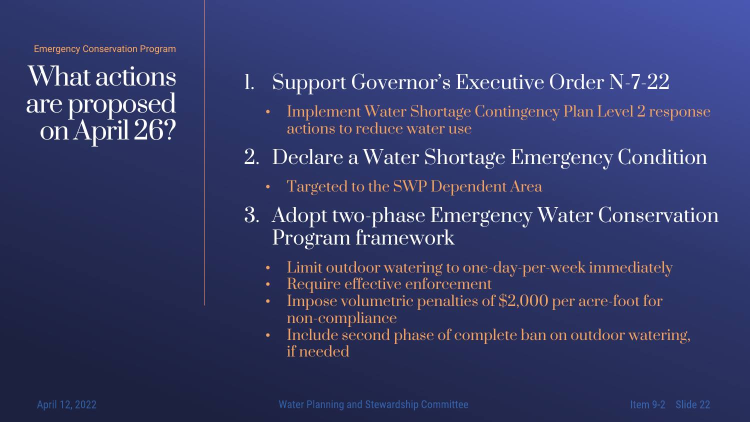Emergency Conservation Program

# What actions are proposed on April 26?

1. Support Governor's Executive Order N-7-22
   - Implement Water Shortage Contingency Plan Level 2 response actions to reduce water use
2. Declare a Water Shortage Emergency Condition
   - Targeted to the SWP Dependent Area
3. Adopt two-phase Emergency Water Conservation Program framework
   - Limit outdoor watering to one-day-per-week immediately
   - Require effective enforcement
   - Impose volumetric penalties of $2,000 per acre-foot for non-compliance
   - Include second phase of complete ban on outdoor watering, if needed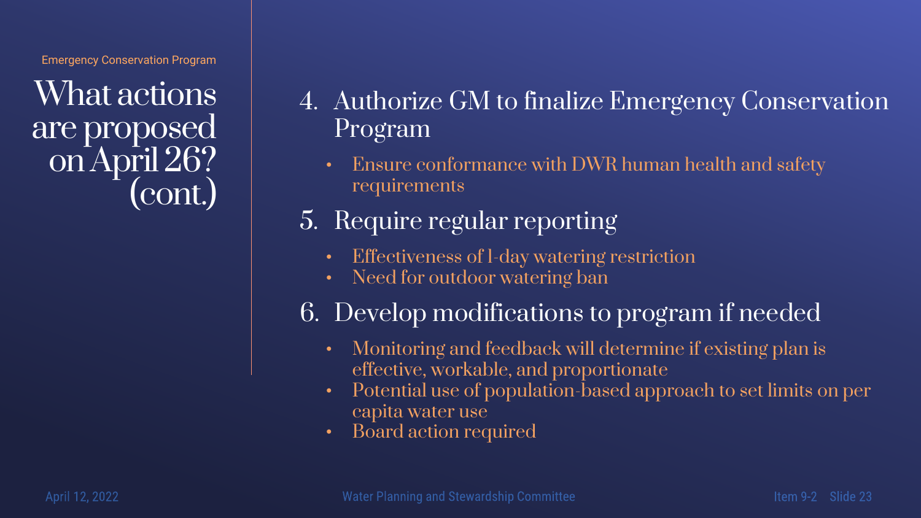Emergency Conservation Program

# What actions are proposed on April 26? (cont.)

4. Authorize GM to finalize Emergency Conservation Program
   - Ensure conformance with DWR human health and safety requirements
5. Require regular reporting
   - Effectiveness of 1-day watering restriction
   - Need for outdoor watering ban
6. Develop modifications to program if needed
   - Monitoring and feedback will determine if existing plan is effective, workable, and proportionate
   - Potential use of population-based approach to set limits on per capita water use
   - Board action required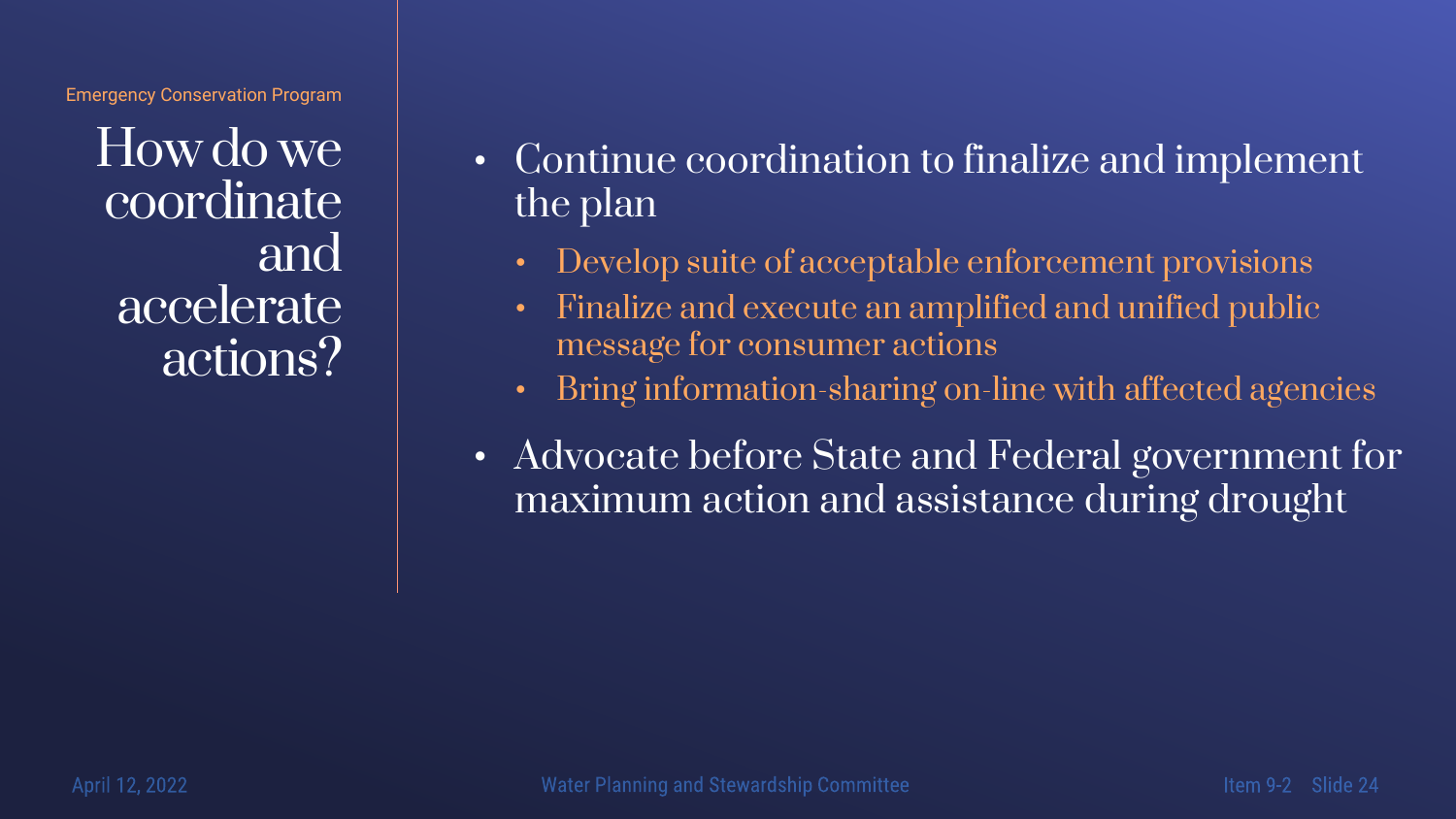Emergency Conservation Program

# How do we coordinate and accelerate actions?

- Continue coordination to finalize and implement the plan
  - Develop suite of acceptable enforcement provisions
  - Finalize and execute an amplified and unified public message for consumer actions
  - Bring information-sharing on-line with affected agencies
- Advocate before State and Federal government for maximum action and assistance during drought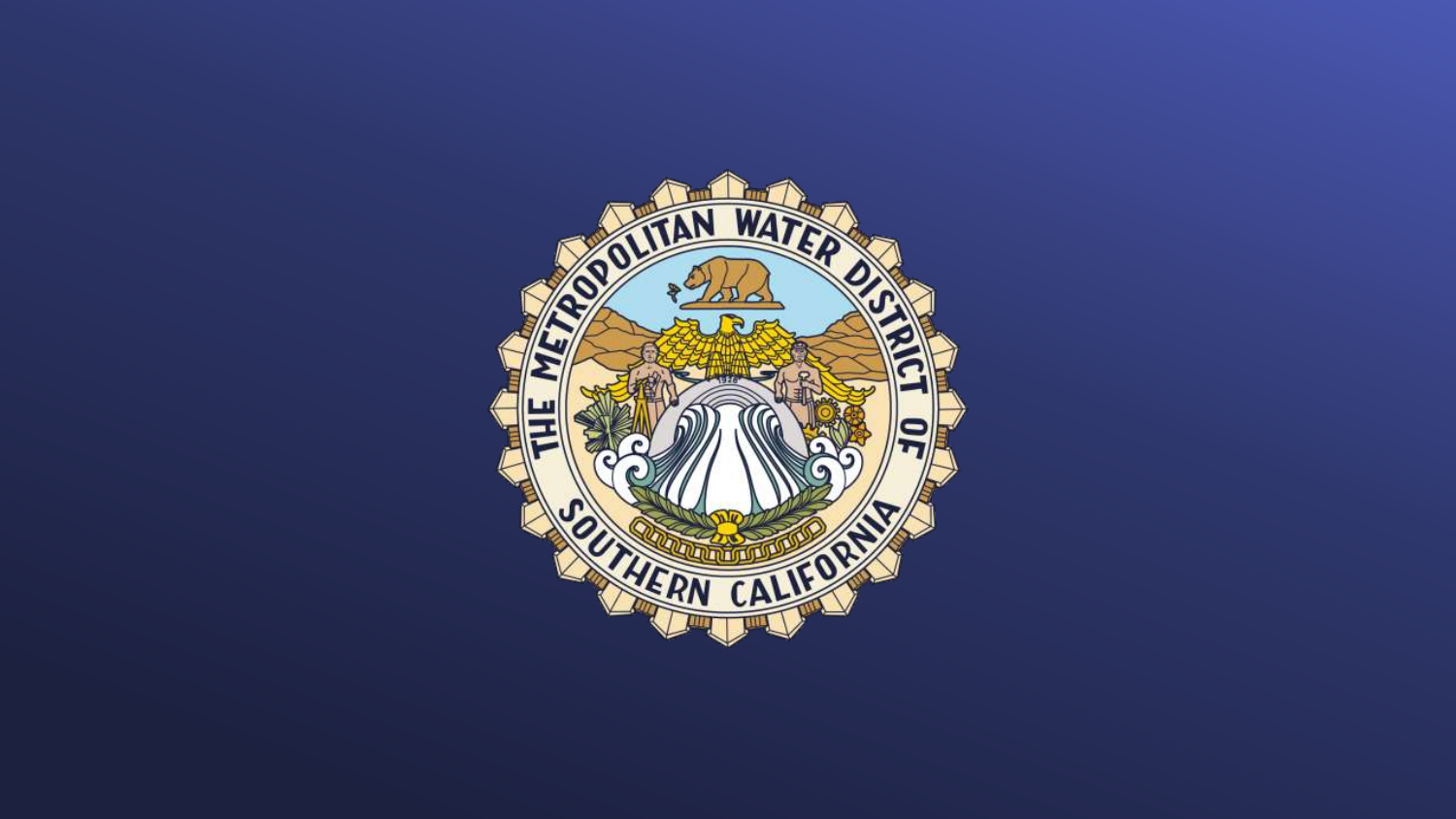THE METROPOLITAN WATER DISTRICT OF SOUTHERN CALIFORNIA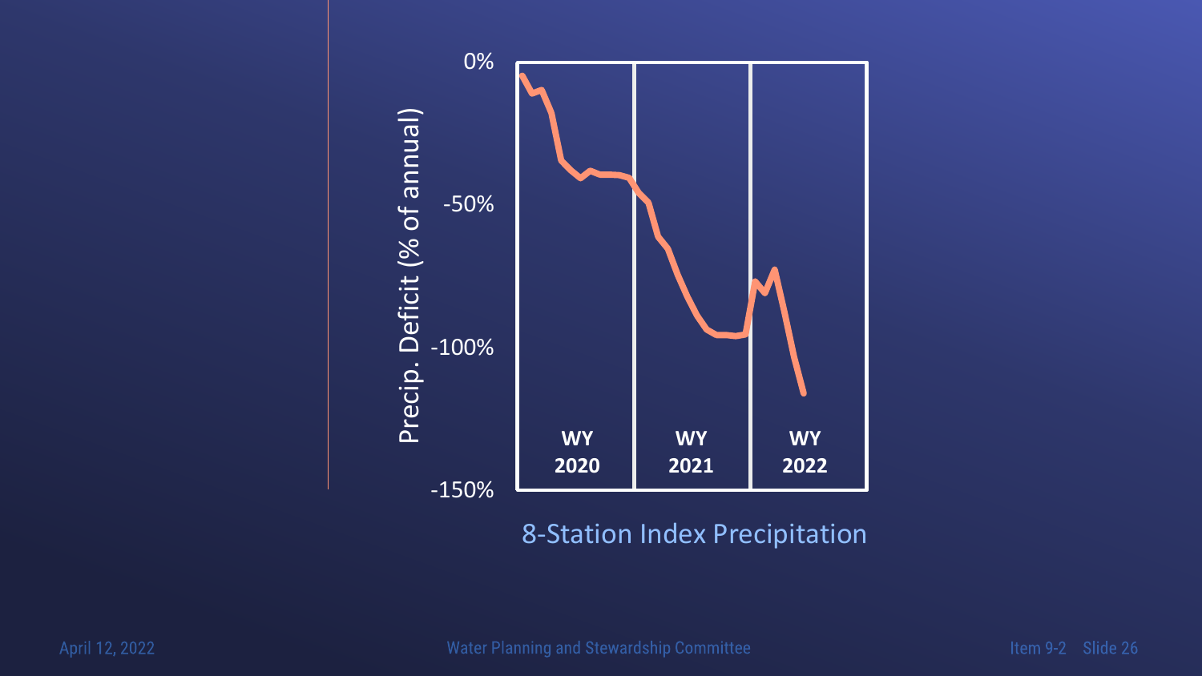0%

-50%

-100%

-150%

Precip. Deficit (% of annual)

**WY 2020**

**WY 2021**

**WY 2022**

8-Station Index Precipitation